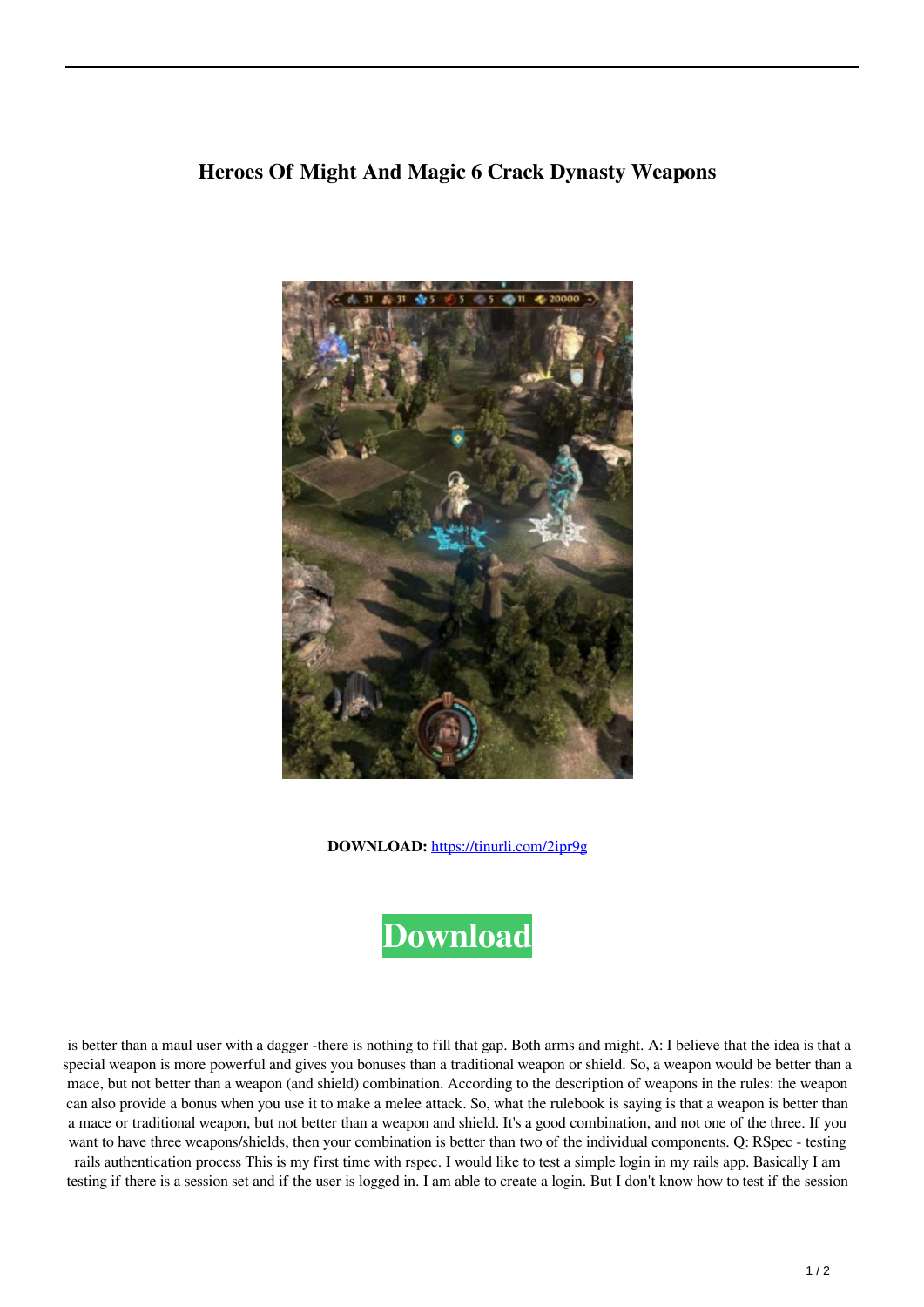# Heroes Of Might And Magic 6 Crack Dynasty Weapons

**DOWNLOAD:** https://tinurli.com/2ipr9g

Download

is better than a maul user with a dagger -there is nothing to fill that gap. Both arms and might. A: I believe that the idea is that a special weapon is more powerful and gives you bonuses than a traditional weapon or shield. So, a weapon would be better than mace, but not better than a weapon (and shield) combination. According to the description of weapons in the rules: the weapon can also provide a bonus when you use it to make a melee attack. So, what the rulebook is saying is that a weapon is better than a mace or traditional weapon, but not better than a weapon and shield. It's a good combination, and not one of the three. If you want to have three weapons/shields, then your combination is better than two of the individual components. Q: RSpec - testing rails authentication process This is my first time with rspec. I would like to test a simple login in my rails app. Basically I am testing if there is a session set and if the user is logged in. I am able to create a login. But I don't know how to test if the session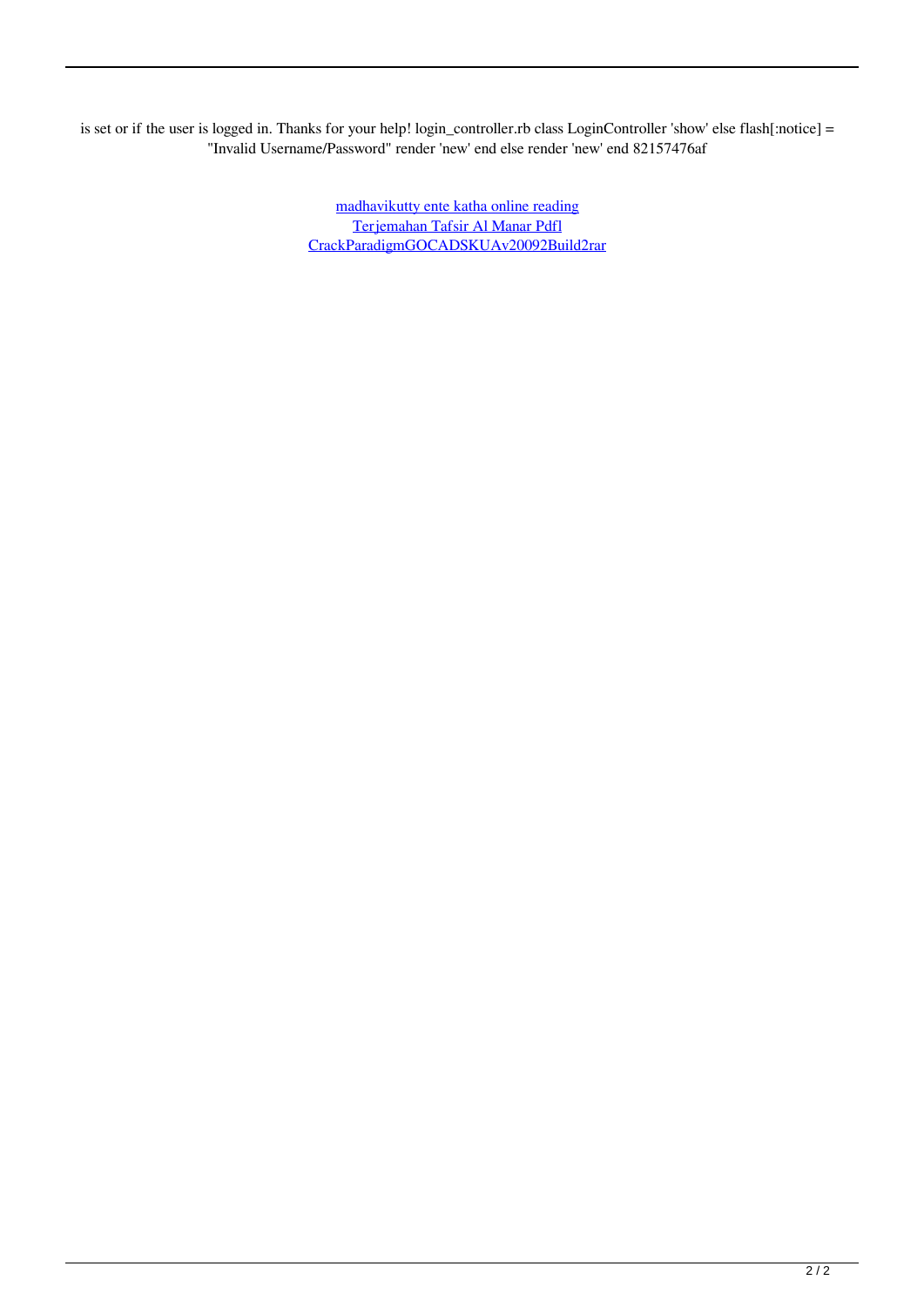is set or if the user is logged in. Thanks for your help! login_controller.rb class LoginController 'show' else flash[:notice] = "Invalid Username/Password" render 'new' end else render 'new' end 82157476af

madhavikutty ente katha online reading
Terjemahan Tafsir Al Manar Pdfl
CrackParadigmGOCADSKUAv20092Build2rar